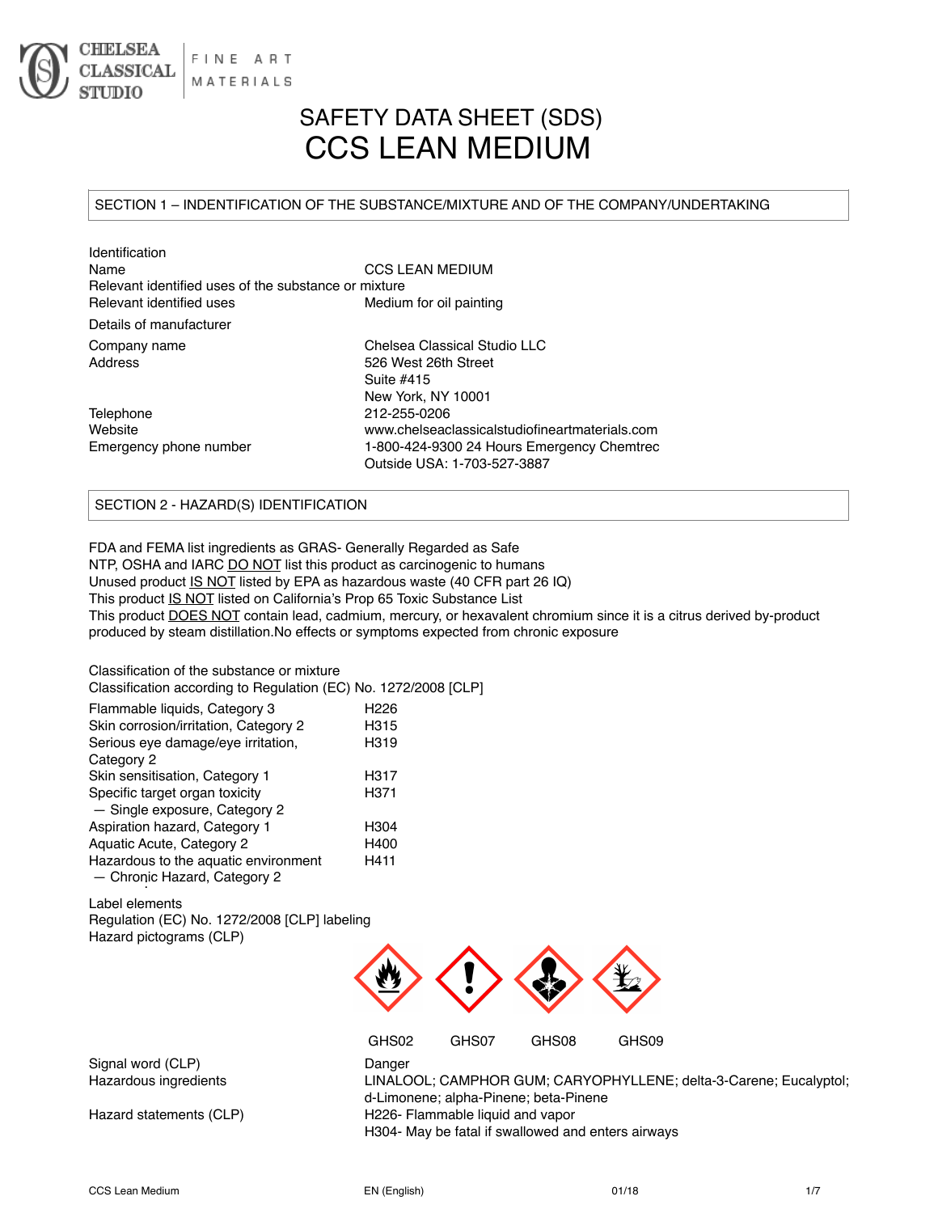CHELSEA CLASSICAL STUDIO | FINE ART MATERIALS

# SAFETY DATA SHEET (SDS)
# CCS LEAN MEDIUM

## SECTION 1 – INDENTIFICATION OF THE SUBSTANCE/MIXTURE AND OF THE COMPANY/UNDERTAKING

Identification

| | |
|---|---|
| Name | CCS LEAN MEDIUM |

Relevant identified uses of the substance or mixture

| | |
|---|---|
| Relevant identified uses | Medium for oil painting |

Details of manufacturer

| | |
|---|---|
| Company name | Chelsea Classical Studio LLC |
| Address | 526 West 26th Street<br>Suite #415<br>New York, NY 10001 |
| Telephone | 212-255-0206 |
| Website | www.chelseaclassicalstudiofineartmaterials.com |
| Emergency phone number | 1-800-424-9300 24 Hours Emergency Chemtrec<br>Outside USA: 1-703-527-3887 |

## SECTION 2 - HAZARD(S) IDENTIFICATION

FDA and FEMA list ingredients as GRAS- Generally Regarded as Safe
NTP, OSHA and IARC DO NOT list this product as carcinogenic to humans
Unused product IS NOT listed by EPA as hazardous waste (40 CFR part 26 IQ)
This product IS NOT listed on California's Prop 65 Toxic Substance List
This product DOES NOT contain lead, cadmium, mercury, or hexavalent chromium since it is a citrus derived by-product produced by steam distillation.No effects or symptoms expected from chronic exposure

Classification of the substance or mixture
Classification according to Regulation (EC) No. 1272/2008 [CLP]

| | |
|---|---|
| Flammable liquids, Category 3 | H226 |
| Skin corrosion/irritation, Category 2 | H315 |
| Serious eye damage/eye irritation, Category 2 | H319 |
| Skin sensitisation, Category 1 | H317 |
| Specific target organ toxicity — Single exposure, Category 2 | H371 |
| Aspiration hazard, Category 1 | H304 |
| Aquatic Acute, Category 2 | H400 |
| Hazardous to the aquatic environment — Chronic Hazard, Category 2 | H411 |

Label elements
Regulation (EC) No. 1272/2008 [CLP] labeling
Hazard pictograms (CLP)

GHS02 GHS07 GHS08 GHS09

| | |
|---|---|
| Signal word (CLP) | Danger |
| Hazardous ingredients | LINALOOL; CAMPHOR GUM; CARYOPHYLLENE; delta-3-Carene; Eucalyptol; d-Limonene; alpha-Pinene; beta-Pinene |
| Hazard statements (CLP) | H226- Flammable liquid and vapor<br>H304- May be fatal if swallowed and enters airways |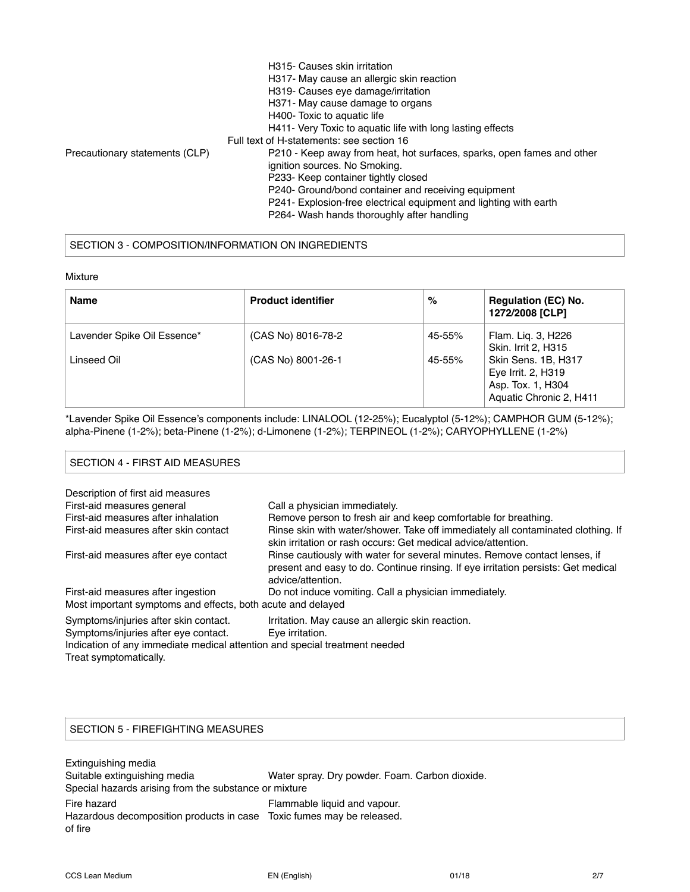H315- Causes skin irritation
H317- May cause an allergic skin reaction
H319- Causes eye damage/irritation
H371- May cause damage to organs
H400- Toxic to aquatic life
H411- Very Toxic to aquatic life with long lasting effects

Full text of H-statements: see section 16

Precautionary statements (CLP)
P210 - Keep away from heat, hot surfaces, sparks, open fames and other ignition sources. No Smoking.
P233- Keep container tightly closed
P240- Ground/bond container and receiving equipment
P241- Explosion-free electrical equipment and lighting with earth
P264- Wash hands thoroughly after handling

## SECTION 3 - COMPOSITION/INFORMATION ON INGREDIENTS

Mixture

| Name | Product identifier | % | Regulation (EC) No. 1272/2008 [CLP] |
|---|---|---|---|
| Lavender Spike Oil Essence* | (CAS No) 8016-78-2 | 45-55% | Flam. Liq. 3, H226<br>Skin. Irrit 2, H315 |
| Linseed Oil | (CAS No) 8001-26-1 | 45-55% | Skin Sens. 1B, H317<br>Eye Irrit. 2, H319<br>Asp. Tox. 1, H304<br>Aquatic Chronic 2, H411 |

*Lavender Spike Oil Essence's components include: LINALOOL (12-25%); Eucalyptol (5-12%); CAMPHOR GUM (5-12%); alpha-Pinene (1-2%); beta-Pinene (1-2%); d-Limonene (1-2%); TERPINEOL (1-2%); CARYOPHYLLENE (1-2%)

## SECTION 4 - FIRST AID MEASURES

Description of first aid measures

First-aid measures general: Call a physician immediately.

First-aid measures after inhalation: Remove person to fresh air and keep comfortable for breathing.

First-aid measures after skin contact: Rinse skin with water/shower. Take off immediately all contaminated clothing. If skin irritation or rash occurs: Get medical advice/attention.

First-aid measures after eye contact: Rinse cautiously with water for several minutes. Remove contact lenses, if present and easy to do. Continue rinsing. If eye irritation persists: Get medical advice/attention.

First-aid measures after ingestion: Do not induce vomiting. Call a physician immediately.

Most important symptoms and effects, both acute and delayed

Symptoms/injuries after skin contact. Irritation. May cause an allergic skin reaction.

Symptoms/injuries after eye contact. Eye irritation.

Indication of any immediate medical attention and special treatment needed

Treat symptomatically.

## SECTION 5 - FIREFIGHTING MEASURES

Extinguishing media

Suitable extinguishing media: Water spray. Dry powder. Foam. Carbon dioxide.

Special hazards arising from the substance or mixture

Fire hazard: Flammable liquid and vapour.

Hazardous decomposition products in case of fire: Toxic fumes may be released.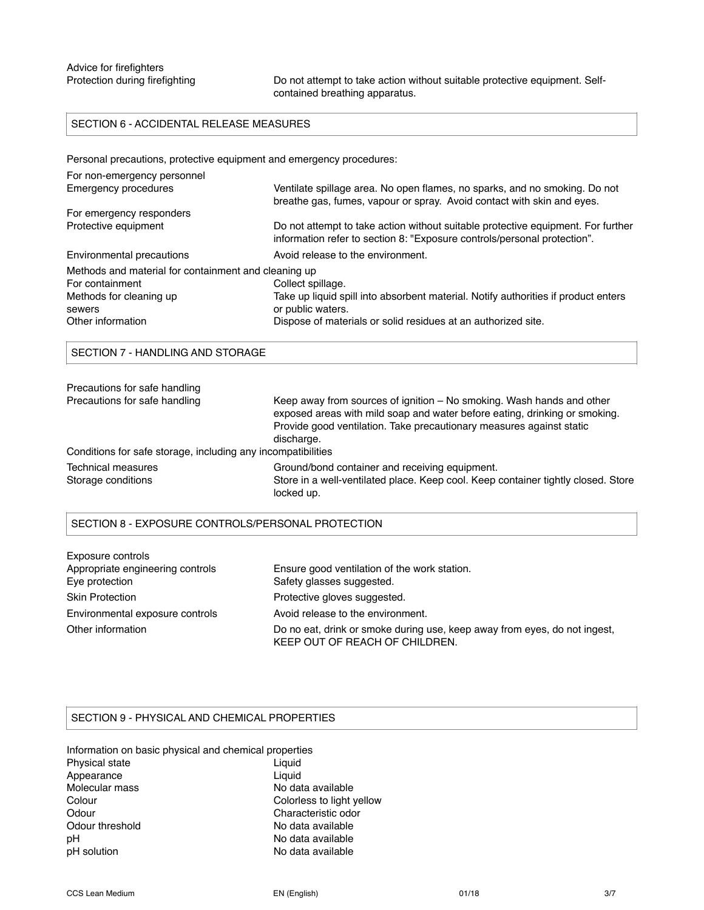Advice for firefighters

| | |
|---|---|
| Protection during firefighting | Do not attempt to take action without suitable protective equipment. Self-contained breathing apparatus. |

## SECTION 6 - ACCIDENTAL RELEASE MEASURES

Personal precautions, protective equipment and emergency procedures:

For non-emergency personnel

| | |
|---|---|
| Emergency procedures | Ventilate spillage area. No open flames, no sparks, and no smoking. Do not breathe gas, fumes, vapour or spray. Avoid contact with skin and eyes. |

For emergency responders

| | |
|---|---|
| Protective equipment | Do not attempt to take action without suitable protective equipment. For further information refer to section 8: "Exposure controls/personal protection". |
| Environmental precautions | Avoid release to the environment. |

Methods and material for containment and cleaning up

| | |
|---|---|
| For containment | Collect spillage. |
| Methods for cleaning up sewers | Take up liquid spill into absorbent material. Notify authorities if product enters or public waters. |
| Other information | Dispose of materials or solid residues at an authorized site. |

## SECTION 7 - HANDLING AND STORAGE

Precautions for safe handling

| | |
|---|---|
| Precautions for safe handling | Keep away from sources of ignition – No smoking. Wash hands and other exposed areas with mild soap and water before eating, drinking or smoking. Provide good ventilation. Take precautionary measures against static discharge. |

Conditions for safe storage, including any incompatibilities

| | |
|---|---|
| Technical measures | Ground/bond container and receiving equipment. |
| Storage conditions | Store in a well-ventilated place. Keep cool. Keep container tightly closed. Store locked up. |

## SECTION 8 - EXPOSURE CONTROLS/PERSONAL PROTECTION

Exposure controls

| | |
|---|---|
| Appropriate engineering controls | Ensure good ventilation of the work station. |
| Eye protection | Safety glasses suggested. |
| Skin Protection | Protective gloves suggested. |
| Environmental exposure controls | Avoid release to the environment. |
| Other information | Do no eat, drink or smoke during use, keep away from eyes, do not ingest, KEEP OUT OF REACH OF CHILDREN. |

## SECTION 9 - PHYSICAL AND CHEMICAL PROPERTIES

Information on basic physical and chemical properties

| | |
|---|---|
| Physical state | Liquid |
| Appearance | Liquid |
| Molecular mass | No data available |
| Colour | Colorless to light yellow |
| Odour | Characteristic odor |
| Odour threshold | No data available |
| pH | No data available |
| pH solution | No data available |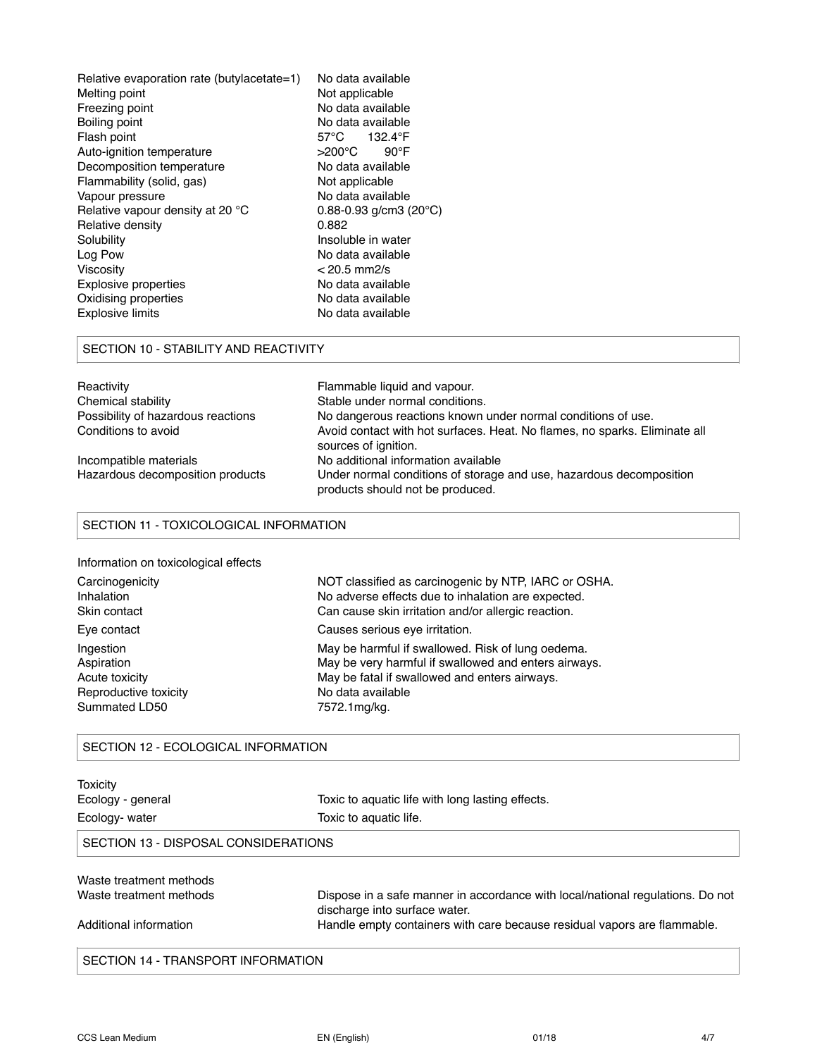| | |
|---|---|
| Relative evaporation rate (butylacetate=1) | No data available |
| Melting point | Not applicable |
| Freezing point | No data available |
| Boiling point | No data available |
| Flash point | 57°C 132.4°F |
| Auto-ignition temperature | >200°C 90°F |
| Decomposition temperature | No data available |
| Flammability (solid, gas) | Not applicable |
| Vapour pressure | No data available |
| Relative vapour density at 20 °C | 0.88-0.93 g/cm3 (20°C) |
| Relative density | 0.882 |
| Solubility | Insoluble in water |
| Log Pow | No data available |
| Viscosity | < 20.5 mm2/s |
| Explosive properties | No data available |
| Oxidising properties | No data available |
| Explosive limits | No data available |

## SECTION 10 - STABILITY AND REACTIVITY

| | |
|---|---|
| Reactivity | Flammable liquid and vapour. |
| Chemical stability | Stable under normal conditions. |
| Possibility of hazardous reactions | No dangerous reactions known under normal conditions of use. |
| Conditions to avoid | Avoid contact with hot surfaces. Heat. No flames, no sparks. Eliminate all sources of ignition. |
| Incompatible materials | No additional information available |
| Hazardous decomposition products | Under normal conditions of storage and use, hazardous decomposition products should not be produced. |

## SECTION 11 - TOXICOLOGICAL INFORMATION

Information on toxicological effects

| | |
|---|---|
| Carcinogenicity | NOT classified as carcinogenic by NTP, IARC or OSHA. |
| Inhalation | No adverse effects due to inhalation are expected. |
| Skin contact | Can cause skin irritation and/or allergic reaction. |
| Eye contact | Causes serious eye irritation. |
| Ingestion | May be harmful if swallowed. Risk of lung oedema. |
| Aspiration | May be very harmful if swallowed and enters airways. |
| Acute toxicity | May be fatal if swallowed and enters airways. |
| Reproductive toxicity | No data available |
| Summated LD50 | 7572.1mg/kg. |

## SECTION 12 - ECOLOGICAL INFORMATION

Toxicity

| | |
|---|---|
| Ecology - general | Toxic to aquatic life with long lasting effects. |
| Ecology- water | Toxic to aquatic life. |

## SECTION 13 - DISPOSAL CONSIDERATIONS

Waste treatment methods

| | |
|---|---|
| Waste treatment methods | Dispose in a safe manner in accordance with local/national regulations. Do not discharge into surface water. |
| Additional information | Handle empty containers with care because residual vapors are flammable. |

## SECTION 14 - TRANSPORT INFORMATION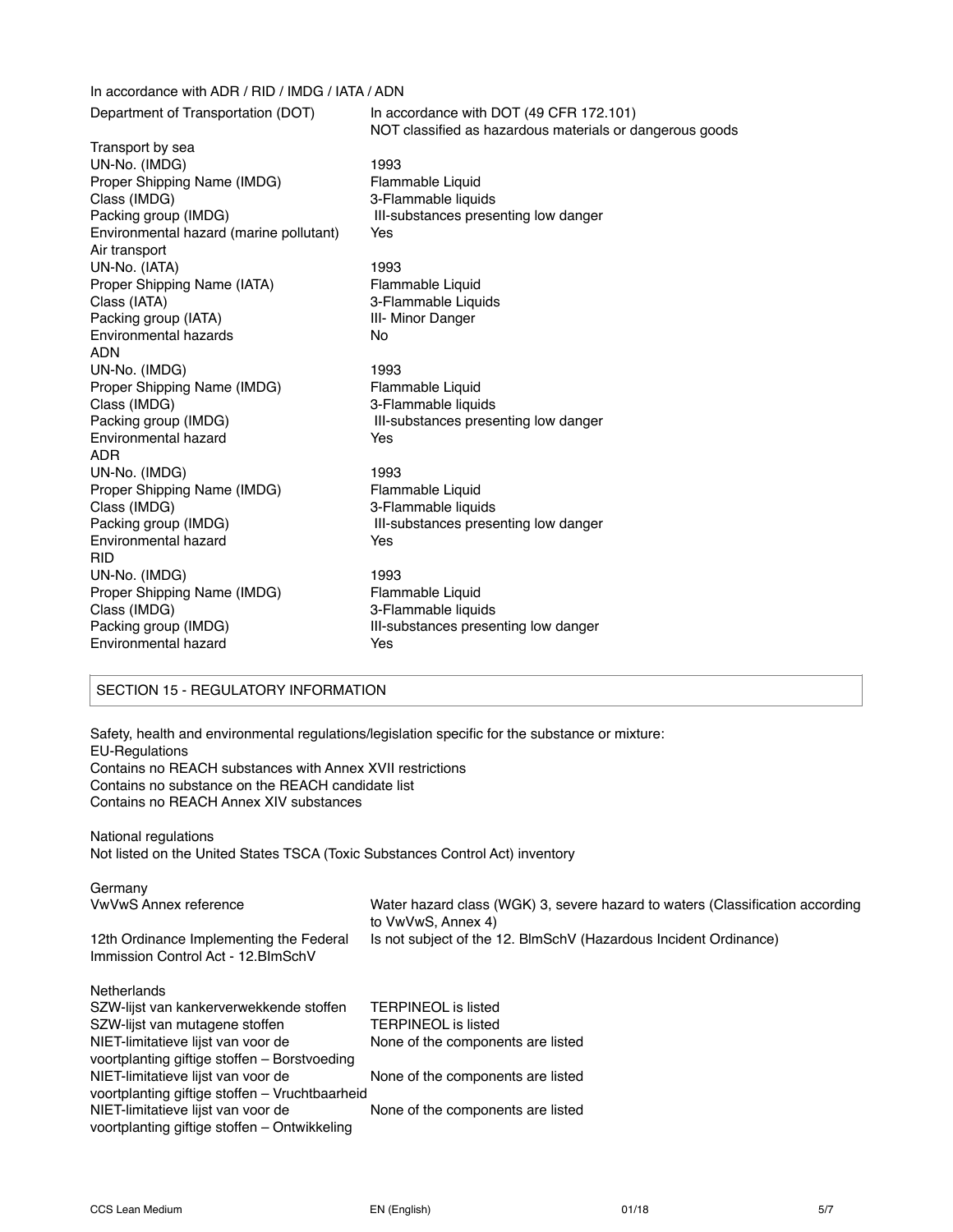In accordance with ADR / RID / IMDG / IATA / ADN

| | |
|---|---|
| Department of Transportation (DOT) | In accordance with DOT (49 CFR 172.101)<br>NOT classified as hazardous materials or dangerous goods |
| Transport by sea | |
| UN-No. (IMDG) | 1993 |
| Proper Shipping Name (IMDG) | Flammable Liquid |
| Class (IMDG) | 3-Flammable liquids |
| Packing group (IMDG) | III-substances presenting low danger |
| Environmental hazard (marine pollutant) | Yes |
| Air transport | |
| UN-No. (IATA) | 1993 |
| Proper Shipping Name (IATA) | Flammable Liquid |
| Class (IATA) | 3-Flammable Liquids |
| Packing group (IATA) | III- Minor Danger |
| Environmental hazards | No |
| ADN | |
| UN-No. (IMDG) | 1993 |
| Proper Shipping Name (IMDG) | Flammable Liquid |
| Class (IMDG) | 3-Flammable liquids |
| Packing group (IMDG) | III-substances presenting low danger |
| Environmental hazard | Yes |
| ADR | |
| UN-No. (IMDG) | 1993 |
| Proper Shipping Name (IMDG) | Flammable Liquid |
| Class (IMDG) | 3-Flammable liquids |
| Packing group (IMDG) | III-substances presenting low danger |
| Environmental hazard | Yes |
| RID | |
| UN-No. (IMDG) | 1993 |
| Proper Shipping Name (IMDG) | Flammable Liquid |
| Class (IMDG) | 3-Flammable liquids |
| Packing group (IMDG) | III-substances presenting low danger |
| Environmental hazard | Yes |

## SECTION 15 - REGULATORY INFORMATION

Safety, health and environmental regulations/legislation specific for the substance or mixture:
EU-Regulations
Contains no REACH substances with Annex XVII restrictions
Contains no substance on the REACH candidate list
Contains no REACH Annex XIV substances

National regulations
Not listed on the United States TSCA (Toxic Substances Control Act) inventory

Germany

| | |
|---|---|
| VwVwS Annex reference | Water hazard class (WGK) 3, severe hazard to waters (Classification according to VwVwS, Annex 4) |
| 12th Ordinance Implementing the Federal Immission Control Act - 12.BImSchV | Is not subject of the 12. BlmSchV (Hazardous Incident Ordinance) |

Netherlands

| | |
|---|---|
| SZW-lijst van kankerverwekkende stoffen | TERPINEOL is listed |
| SZW-lijst van mutagene stoffen | TERPINEOL is listed |
| NIET-limitatieve lijst van voor de voortplanting giftige stoffen – Borstvoeding | None of the components are listed |
| NIET-limitatieve lijst van voor de voortplanting giftige stoffen – Vruchtbaarheid | None of the components are listed |
| NIET-limitatieve lijst van voor de voortplanting giftige stoffen – Ontwikkeling | None of the components are listed |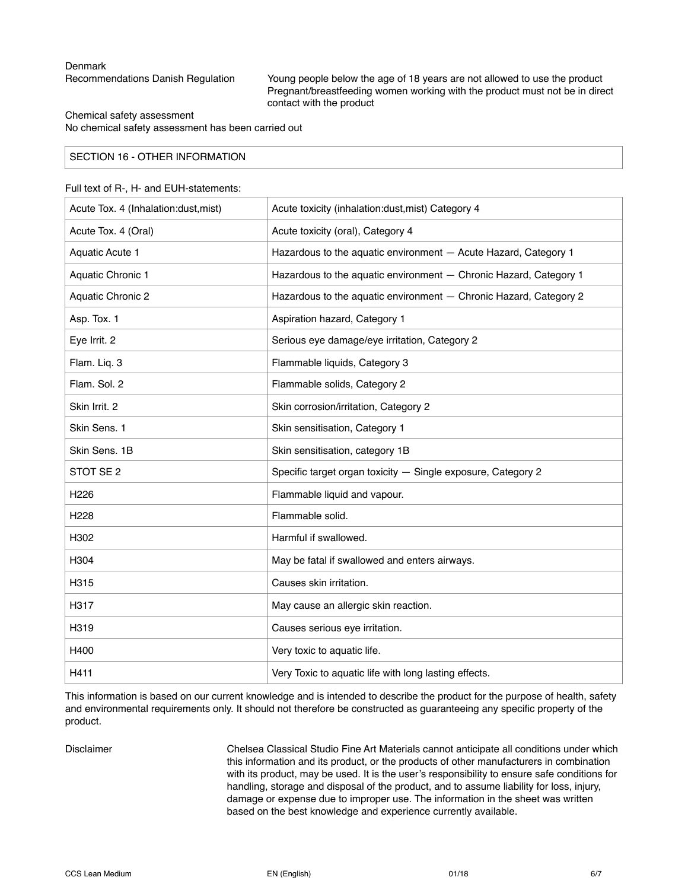Denmark

| | |
|---|---|
| Recommendations Danish Regulation | Young people below the age of 18 years are not allowed to use the product<br>Pregnant/breastfeeding women working with the product must not be in direct contact with the product |

Chemical safety assessment

No chemical safety assessment has been carried out

## SECTION 16 - OTHER INFORMATION

Full text of R-, H- and EUH-statements:

| | |
|---|---|
| Acute Tox. 4 (Inhalation:dust,mist) | Acute toxicity (inhalation:dust,mist) Category 4 |
| Acute Tox. 4 (Oral) | Acute toxicity (oral), Category 4 |
| Aquatic Acute 1 | Hazardous to the aquatic environment — Acute Hazard, Category 1 |
| Aquatic Chronic 1 | Hazardous to the aquatic environment — Chronic Hazard, Category 1 |
| Aquatic Chronic 2 | Hazardous to the aquatic environment — Chronic Hazard, Category 2 |
| Asp. Tox. 1 | Aspiration hazard, Category 1 |
| Eye Irrit. 2 | Serious eye damage/eye irritation, Category 2 |
| Flam. Liq. 3 | Flammable liquids, Category 3 |
| Flam. Sol. 2 | Flammable solids, Category 2 |
| Skin Irrit. 2 | Skin corrosion/irritation, Category 2 |
| Skin Sens. 1 | Skin sensitisation, Category 1 |
| Skin Sens. 1B | Skin sensitisation, category 1B |
| STOT SE 2 | Specific target organ toxicity — Single exposure, Category 2 |
| H226 | Flammable liquid and vapour. |
| H228 | Flammable solid. |
| H302 | Harmful if swallowed. |
| H304 | May be fatal if swallowed and enters airways. |
| H315 | Causes skin irritation. |
| H317 | May cause an allergic skin reaction. |
| H319 | Causes serious eye irritation. |
| H400 | Very toxic to aquatic life. |
| H411 | Very Toxic to aquatic life with long lasting effects. |

This information is based on our current knowledge and is intended to describe the product for the purpose of health, safety and environmental requirements only. It should not therefore be constructed as guaranteeing any specific property of the product.

| | |
|---|---|
| Disclaimer | Chelsea Classical Studio Fine Art Materials cannot anticipate all conditions under which this information and its product, or the products of other manufacturers in combination with its product, may be used. It is the user's responsibility to ensure safe conditions for handling, storage and disposal of the product, and to assume liability for loss, injury, damage or expense due to improper use. The information in the sheet was written based on the best knowledge and experience currently available. |